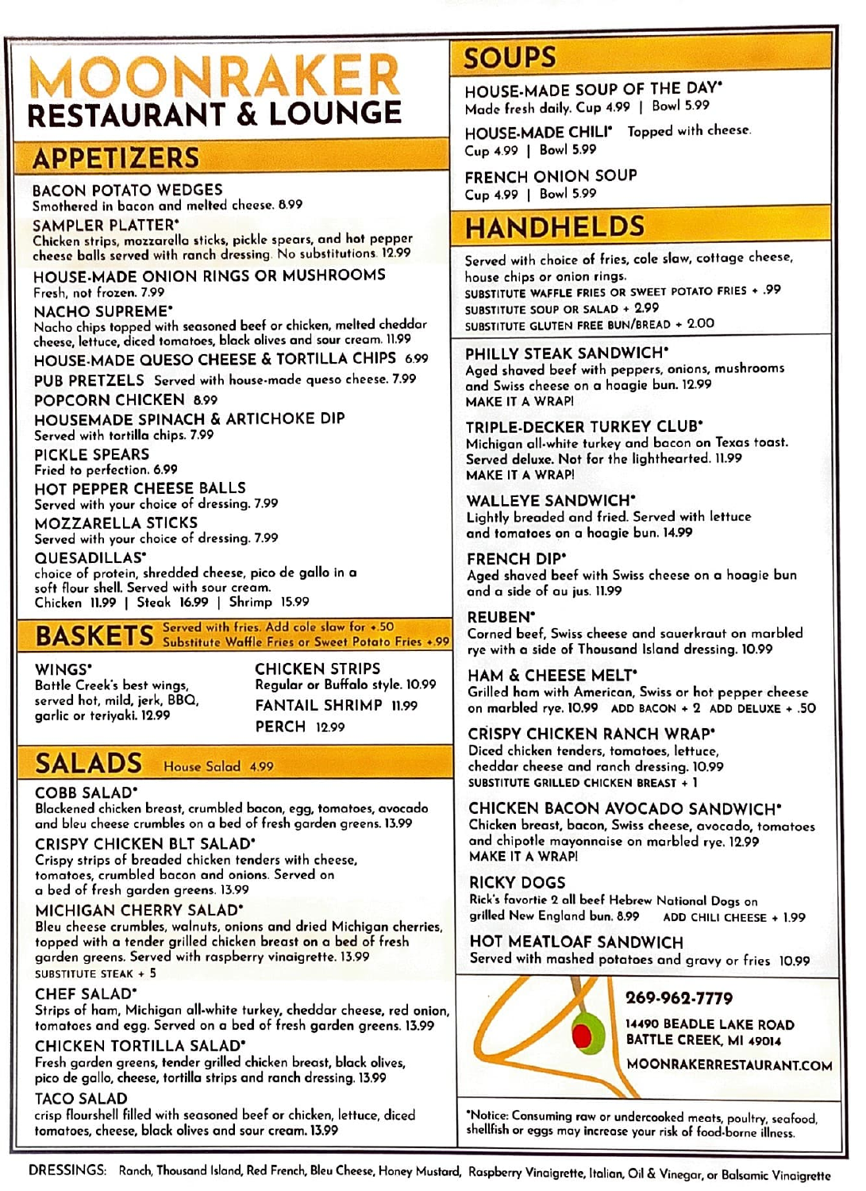# MOONRAKER RESTAURANT & LOUNGE

## APPETIZERS

**BACON POTATO WEDGES**
Smothered in bacon and melted cheese. 8.99

**SAMPLER PLATTER***
Chicken strips, mozzarella sticks, pickle spears, and hot pepper cheese balls served with ranch dressing. No substitutions. 12.99

**HOUSE-MADE ONION RINGS OR MUSHROOMS**
Fresh, not frozen. 7.99

**NACHO SUPREME***
Nacho chips topped with seasoned beef or chicken, melted cheddar cheese, lettuce, diced tomatoes, black olives and sour cream. 11.99

**HOUSE-MADE QUESO CHEESE & TORTILLA CHIPS** 6.99

**PUB PRETZELS** Served with house-made queso cheese. 7.99

**POPCORN CHICKEN** 8.99

**HOUSEMADE SPINACH & ARTICHOKE DIP**
Served with tortilla chips. 7.99

**PICKLE SPEARS**
Fried to perfection. 6.99

**HOT PEPPER CHEESE BALLS**
Served with your choice of dressing. 7.99

**MOZZARELLA STICKS**
Served with your choice of dressing. 7.99

**QUESADILLAS***
choice of protein, shredded cheese, pico de gallo in a soft flour shell. Served with sour cream.
Chicken 11.99 | Steak 16.99 | Shrimp 15.99

## BASKETS

Served with fries. Add cole slaw for +.50
Substitute Waffle Fries or Sweet Potato Fries +.99

**WINGS***
Battle Creek's best wings, served hot, mild, jerk, BBQ, garlic or teriyaki. 12.99

**CHICKEN STRIPS**
Regular or Buffalo style. 10.99

**FANTAIL SHRIMP** 11.99

**PERCH** 12.99

## SALADS

House Salad 4.99

**COBB SALAD***
Blackened chicken breast, crumbled bacon, egg, tomatoes, avocado and bleu cheese crumbles on a bed of fresh garden greens. 13.99

**CRISPY CHICKEN BLT SALAD***
Crispy strips of breaded chicken tenders with cheese, tomatoes, crumbled bacon and onions. Served on a bed of fresh garden greens. 13.99

**MICHIGAN CHERRY SALAD***
Bleu cheese crumbles, walnuts, onions and dried Michigan cherries, topped with a tender grilled chicken breast on a bed of fresh garden greens. Served with raspberry vinaigrette. 13.99
SUBSTITUTE STEAK + 5

**CHEF SALAD***
Strips of ham, Michigan all-white turkey, cheddar cheese, red onion, tomatoes and egg. Served on a bed of fresh garden greens. 13.99

**CHICKEN TORTILLA SALAD***
Fresh garden greens, tender grilled chicken breast, black olives, pico de gallo, cheese, tortilla strips and ranch dressing. 13.99

**TACO SALAD**
crisp flourshell filled with seasoned beef or chicken, lettuce, diced tomatoes, cheese, black olives and sour cream. 13.99

## SOUPS

**HOUSE-MADE SOUP OF THE DAY***
Made fresh daily. Cup 4.99 | Bowl 5.99

**HOUSE-MADE CHILI*** Topped with cheese.
Cup 4.99 | Bowl 5.99

**FRENCH ONION SOUP**
Cup 4.99 | Bowl 5.99

## HANDHELDS

Served with choice of fries, cole slaw, cottage cheese, house chips or onion rings.
SUBSTITUTE WAFFLE FRIES OR SWEET POTATO FRIES + .99
SUBSTITUTE SOUP OR SALAD + 2.99
SUBSTITUTE GLUTEN FREE BUN/BREAD + 2.00

**PHILLY STEAK SANDWICH***
Aged shaved beef with peppers, onions, mushrooms and Swiss cheese on a hoagie bun. 12.99
MAKE IT A WRAP!

**TRIPLE-DECKER TURKEY CLUB***
Michigan all-white turkey and bacon on Texas toast. Served deluxe. Not for the lighthearted. 11.99
MAKE IT A WRAP!

**WALLEYE SANDWICH***
Lightly breaded and fried. Served with lettuce and tomatoes on a hoagie bun. 14.99

**FRENCH DIP***
Aged shaved beef with Swiss cheese on a hoagie bun and a side of au jus. 11.99

**REUBEN***
Corned beef, Swiss cheese and sauerkraut on marbled rye with a side of Thousand Island dressing. 10.99

**HAM & CHEESE MELT***
Grilled ham with American, Swiss or hot pepper cheese on marbled rye. 10.99 ADD BACON + 2 ADD DELUXE + .50

**CRISPY CHICKEN RANCH WRAP***
Diced chicken tenders, tomatoes, lettuce, cheddar cheese and ranch dressing. 10.99
SUBSTITUTE GRILLED CHICKEN BREAST + 1

**CHICKEN BACON AVOCADO SANDWICH***
Chicken breast, bacon, Swiss cheese, avocado, tomatoes and chipotle mayonnaise on marbled rye. 12.99
MAKE IT A WRAP!

**RICKY DOGS**
Rick's favortie 2 all beef Hebrew National Dogs on grilled New England bun. 8.99 ADD CHILI CHEESE + 1.99

**HOT MEATLOAF SANDWICH**
Served with mashed potatoes and gravy or fries 10.99

269-962-7779
14490 BEADLE LAKE ROAD
BATTLE CREEK, MI 49014
MOONRAKERRESTAURANT.COM

*Notice: Consuming raw or undercooked meats, poultry, seafood, shellfish or eggs may increase your risk of food-borne illness.

DRESSINGS: Ranch, Thousand Island, Red French, Bleu Cheese, Honey Mustard, Raspberry Vinaigrette, Italian, Oil & Vinegar, or Balsamic Vinaigrette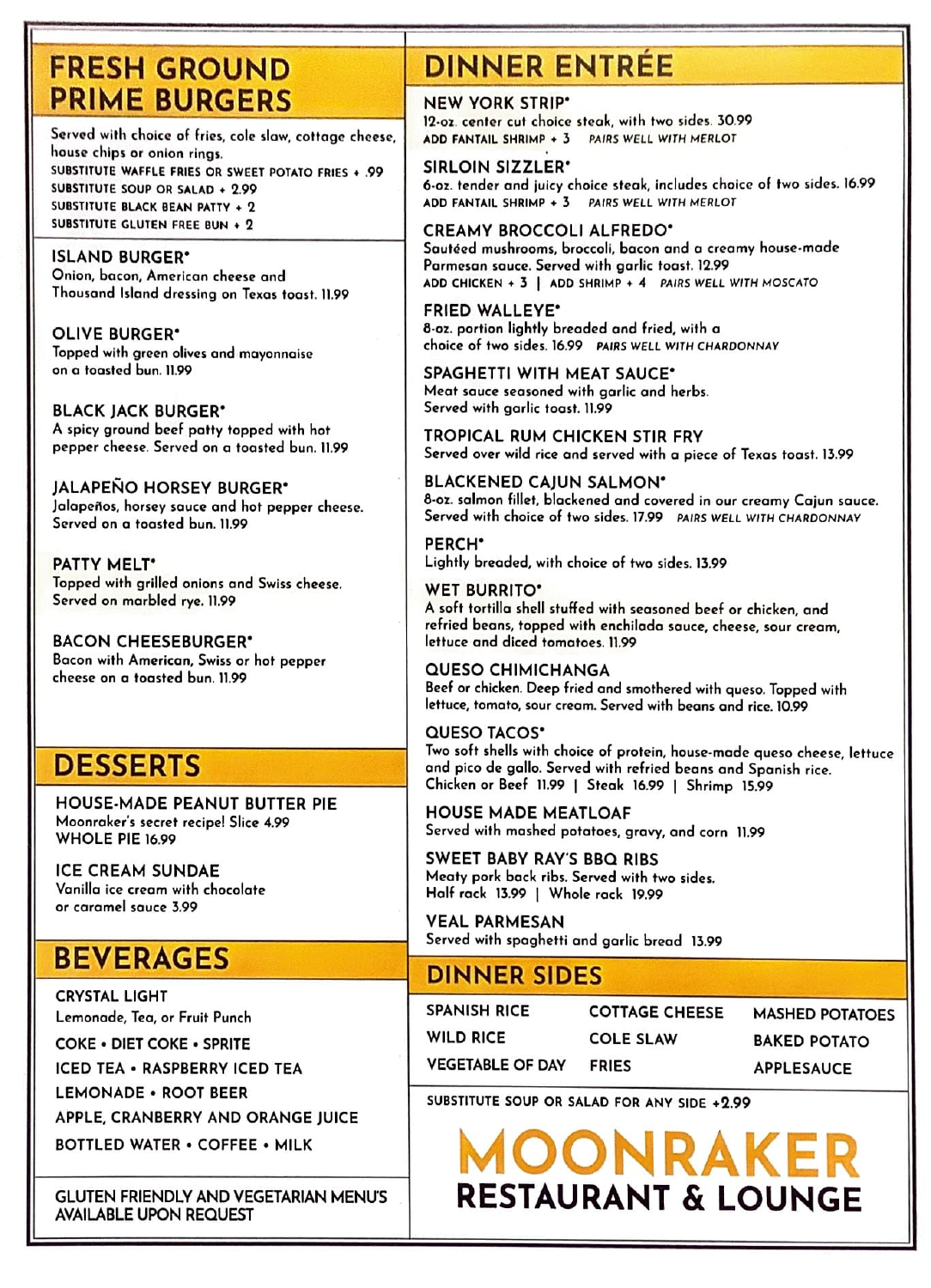## FRESH GROUND PRIME BURGERS

Served with choice of fries, cole slaw, cottage cheese, house chips or onion rings.

SUBSTITUTE WAFFLE FRIES OR SWEET POTATO FRIES + .99
SUBSTITUTE SOUP OR SALAD + 2.99
SUBSTITUTE BLACK BEAN PATTY + 2
SUBSTITUTE GLUTEN FREE BUN + 2

### ISLAND BURGER*
Onion, bacon, American cheese and Thousand Island dressing on Texas toast. 11.99

### OLIVE BURGER*
Topped with green olives and mayonnaise on a toasted bun. 11.99

### BLACK JACK BURGER*
A spicy ground beef patty topped with hot pepper cheese. Served on a toasted bun. 11.99

### JALAPEÑO HORSEY BURGER*
Jalapeños, horsey sauce and hot pepper cheese. Served on a toasted bun. 11.99

### PATTY MELT*
Topped with grilled onions and Swiss cheese. Served on marbled rye. 11.99

### BACON CHEESEBURGER*
Bacon with American, Swiss or hot pepper cheese on a toasted bun. 11.99

## DESSERTS

### HOUSE-MADE PEANUT BUTTER PIE
Moonraker's secret recipe! Slice 4.99
WHOLE PIE 16.99

### ICE CREAM SUNDAE
Vanilla ice cream with chocolate or caramel sauce 3.99

## BEVERAGES

CRYSTAL LIGHT
Lemonade, Tea, or Fruit Punch

COKE • DIET COKE • SPRITE

ICED TEA • RASPBERRY ICED TEA

LEMONADE • ROOT BEER

APPLE, CRANBERRY AND ORANGE JUICE

BOTTLED WATER • COFFEE • MILK

GLUTEN FRIENDLY AND VEGETARIAN MENU'S AVAILABLE UPON REQUEST

## DINNER ENTRÉE

### NEW YORK STRIP*
12-oz. center cut choice steak, with two sides. 30.99
ADD FANTAIL SHRIMP + 3 PAIRS WELL WITH MERLOT

### SIRLOIN SIZZLER*
6-oz. tender and juicy choice steak, includes choice of two sides. 16.99
ADD FANTAIL SHRIMP + 3 PAIRS WELL WITH MERLOT

### CREAMY BROCCOLI ALFREDO*
Sautéed mushrooms, broccoli, bacon and a creamy house-made Parmesan sauce. Served with garlic toast. 12.99
ADD CHICKEN + 3 | ADD SHRIMP + 4 PAIRS WELL WITH MOSCATO

### FRIED WALLEYE*
8-oz. portion lightly breaded and fried, with a choice of two sides. 16.99 PAIRS WELL WITH CHARDONNAY

### SPAGHETTI WITH MEAT SAUCE*
Meat sauce seasoned with garlic and herbs. Served with garlic toast. 11.99

### TROPICAL RUM CHICKEN STIR FRY
Served over wild rice and served with a piece of Texas toast. 13.99

### BLACKENED CAJUN SALMON*
8-oz. salmon fillet, blackened and covered in our creamy Cajun sauce. Served with choice of two sides. 17.99 PAIRS WELL WITH CHARDONNAY

### PERCH*
Lightly breaded, with choice of two sides. 13.99

### WET BURRITO*
A soft tortilla shell stuffed with seasoned beef or chicken, and refried beans, topped with enchilada sauce, cheese, sour cream, lettuce and diced tomatoes. 11.99

### QUESO CHIMICHANGA
Beef or chicken. Deep fried and smothered with queso. Topped with lettuce, tomato, sour cream. Served with beans and rice. 10.99

### QUESO TACOS*
Two soft shells with choice of protein, house-made queso cheese, lettuce and pico de gallo. Served with refried beans and Spanish rice.
Chicken or Beef 11.99 | Steak 16.99 | Shrimp 15.99

### HOUSE MADE MEATLOAF
Served with mashed potatoes, gravy, and corn 11.99

### SWEET BABY RAY'S BBQ RIBS
Meaty pork back ribs. Served with two sides.
Half rack 13.99 | Whole rack 19.99

### VEAL PARMESAN
Served with spaghetti and garlic bread 13.99

## DINNER SIDES

| | | |
|---|---|---|
| SPANISH RICE | COTTAGE CHEESE | MASHED POTATOES |
| WILD RICE | COLE SLAW | BAKED POTATO |
| VEGETABLE OF DAY | FRIES | APPLESAUCE |

SUBSTITUTE SOUP OR SALAD FOR ANY SIDE +2.99

# MOONRAKER
## RESTAURANT & LOUNGE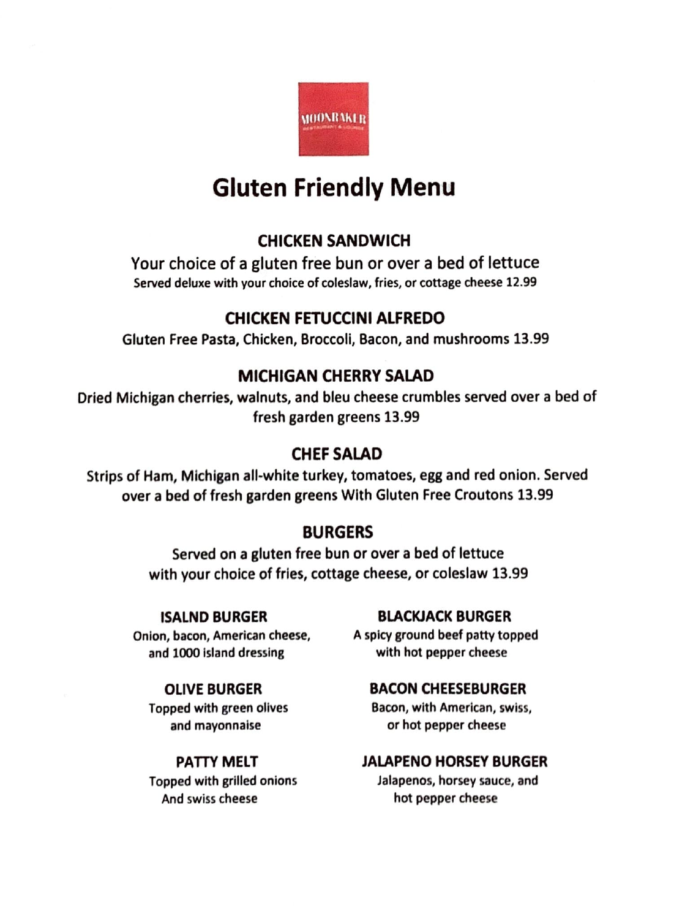MOONRAKER
RESTAURANT & LOUNGE

# Gluten Friendly Menu

### CHICKEN SANDWICH

Your choice of a gluten free bun or over a bed of lettuce

Served deluxe with your choice of coleslaw, fries, or cottage cheese 12.99

### CHICKEN FETUCCINI ALFREDO

Gluten Free Pasta, Chicken, Broccoli, Bacon, and mushrooms 13.99

### MICHIGAN CHERRY SALAD

Dried Michigan cherries, walnuts, and bleu cheese crumbles served over a bed of fresh garden greens 13.99

### CHEF SALAD

Strips of Ham, Michigan all-white turkey, tomatoes, egg and red onion. Served over a bed of fresh garden greens With Gluten Free Croutons 13.99

### BURGERS

Served on a gluten free bun or over a bed of lettuce with your choice of fries, cottage cheese, or coleslaw 13.99

**ISALND BURGER**
Onion, bacon, American cheese, and 1000 island dressing

**BLACKJACK BURGER**
A spicy ground beef patty topped with hot pepper cheese

**OLIVE BURGER**
Topped with green olives and mayonnaise

**BACON CHEESEBURGER**
Bacon, with American, swiss, or hot pepper cheese

**PATTY MELT**
Topped with grilled onions And swiss cheese

**JALAPENO HORSEY BURGER**
Jalapenos, horsey sauce, and hot pepper cheese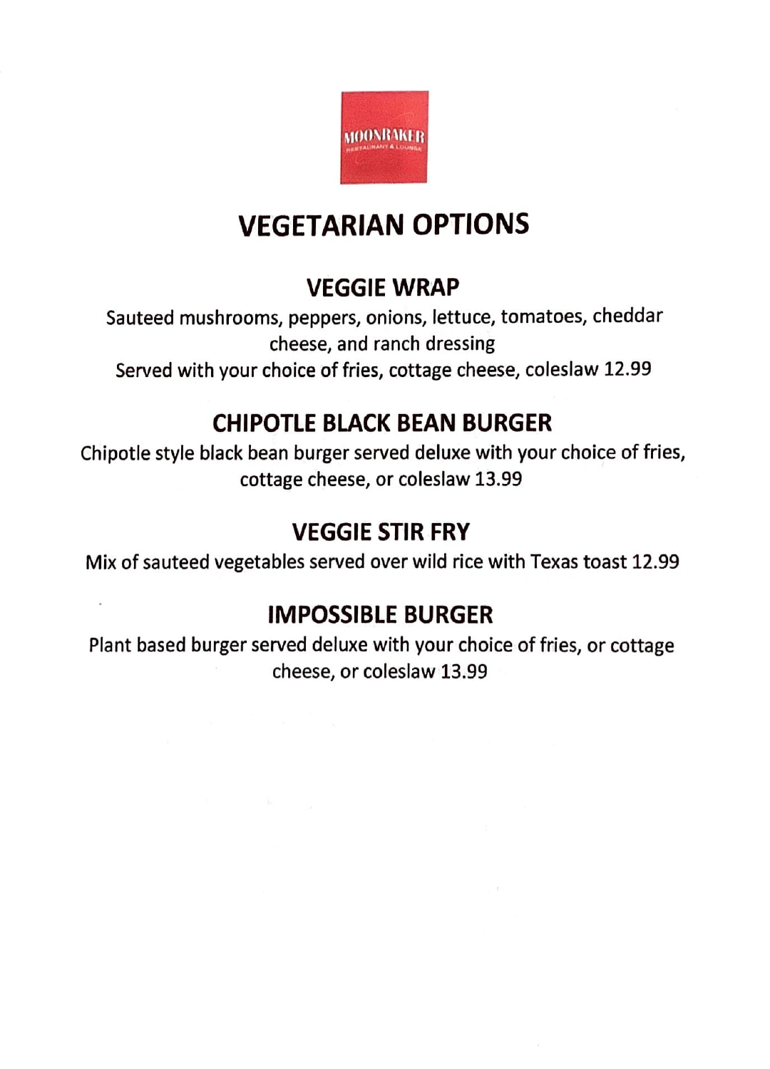MOONBAKER
RESTAURANT & LOUNGE

# VEGETARIAN OPTIONS

## VEGGIE WRAP

Sauteed mushrooms, peppers, onions, lettuce, tomatoes, cheddar cheese, and ranch dressing
Served with your choice of fries, cottage cheese, coleslaw 12.99

## CHIPOTLE BLACK BEAN BURGER

Chipotle style black bean burger served deluxe with your choice of fries, cottage cheese, or coleslaw 13.99

## VEGGIE STIR FRY

Mix of sauteed vegetables served over wild rice with Texas toast 12.99

## IMPOSSIBLE BURGER

Plant based burger served deluxe with your choice of fries, or cottage cheese, or coleslaw 13.99